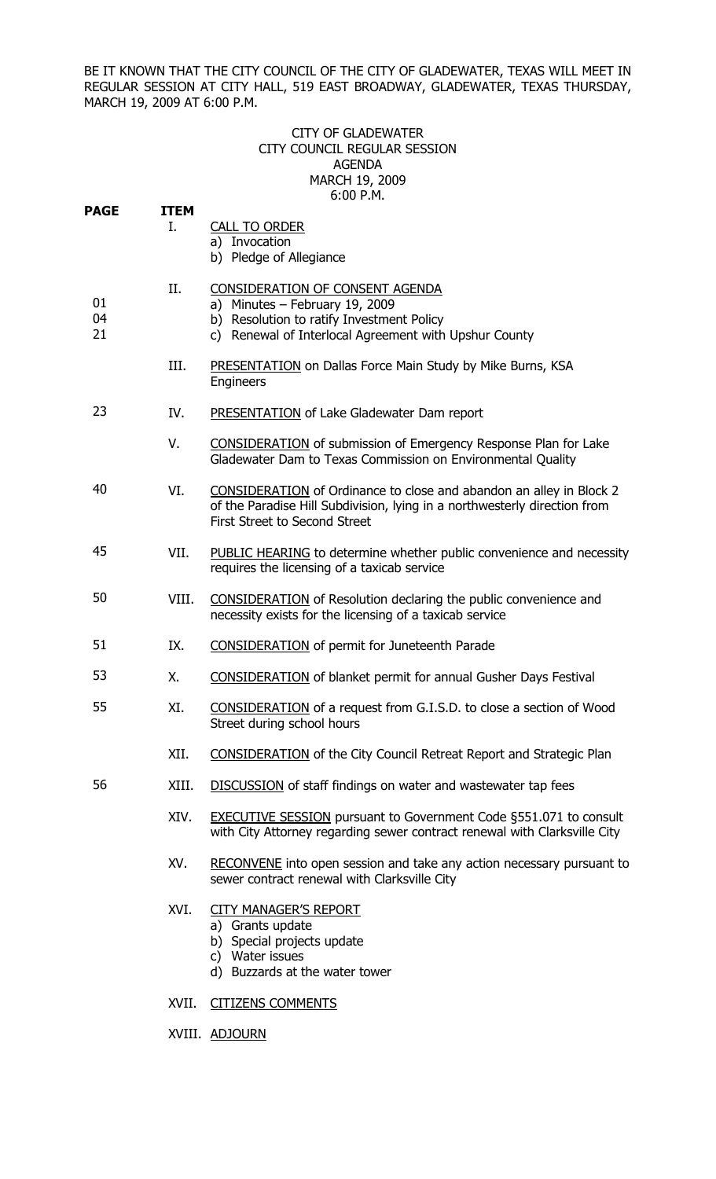BE IT KNOWN THAT THE CITY COUNCIL OF THE CITY OF GLADEWATER, TEXAS WILL MEET IN REGULAR SESSION AT CITY HALL, 519 EAST BROADWAY, GLADEWATER, TEXAS THURSDAY, MARCH 19, 2009 AT 6:00 P.M.

CITY OF GLADEWATER
CITY COUNCIL REGULAR SESSION
AGENDA
MARCH 19, 2009
6:00 P.M.

| PAGE | ITEM | |
|---|---|---|
| | I. | CALL TO ORDER<br>a) Invocation<br>b) Pledge of Allegiance |
| <br>01<br>04<br>21 | II. | CONSIDERATION OF CONSENT AGENDA<br>a) Minutes – February 19, 2009<br>b) Resolution to ratify Investment Policy<br>c) Renewal of Interlocal Agreement with Upshur County |
| | III. | PRESENTATION on Dallas Force Main Study by Mike Burns, KSA Engineers |
| 23 | IV. | PRESENTATION of Lake Gladewater Dam report |
| | V. | CONSIDERATION of submission of Emergency Response Plan for Lake Gladewater Dam to Texas Commission on Environmental Quality |
| 40 | VI. | CONSIDERATION of Ordinance to close and abandon an alley in Block 2 of the Paradise Hill Subdivision, lying in a northwesterly direction from First Street to Second Street |
| 45 | VII. | PUBLIC HEARING to determine whether public convenience and necessity requires the licensing of a taxicab service |
| 50 | VIII. | CONSIDERATION of Resolution declaring the public convenience and necessity exists for the licensing of a taxicab service |
| 51 | IX. | CONSIDERATION of permit for Juneteenth Parade |
| 53 | X. | CONSIDERATION of blanket permit for annual Gusher Days Festival |
| 55 | XI. | CONSIDERATION of a request from G.I.S.D. to close a section of Wood Street during school hours |
| | XII. | CONSIDERATION of the City Council Retreat Report and Strategic Plan |
| 56 | XIII. | DISCUSSION of staff findings on water and wastewater tap fees |
| | XIV. | EXECUTIVE SESSION pursuant to Government Code §551.071 to consult with City Attorney regarding sewer contract renewal with Clarksville City |
| | XV. | RECONVENE into open session and take any action necessary pursuant to sewer contract renewal with Clarksville City |
| | XVI. | CITY MANAGER'S REPORT<br>a) Grants update<br>b) Special projects update<br>c) Water issues<br>d) Buzzards at the water tower |
| | XVII. | CITIZENS COMMENTS |
| | XVIII. | ADJOURN |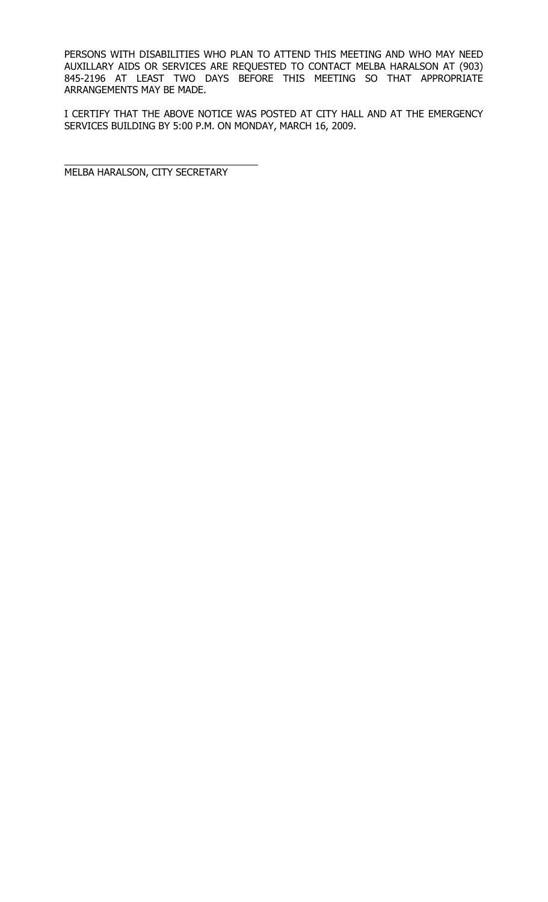PERSONS WITH DISABILITIES WHO PLAN TO ATTEND THIS MEETING AND WHO MAY NEED AUXILLARY AIDS OR SERVICES ARE REQUESTED TO CONTACT MELBA HARALSON AT (903) 845-2196 AT LEAST TWO DAYS BEFORE THIS MEETING SO THAT APPROPRIATE ARRANGEMENTS MAY BE MADE.

I CERTIFY THAT THE ABOVE NOTICE WAS POSTED AT CITY HALL AND AT THE EMERGENCY SERVICES BUILDING BY 5:00 P.M. ON MONDAY, MARCH 16, 2009.

\_\_\_\_\_\_\_\_\_\_\_\_\_\_\_\_\_\_\_\_\_\_\_\_\_\_\_\_\_\_\_\_\_\_\_\_

MELBA HARALSON, CITY SECRETARY